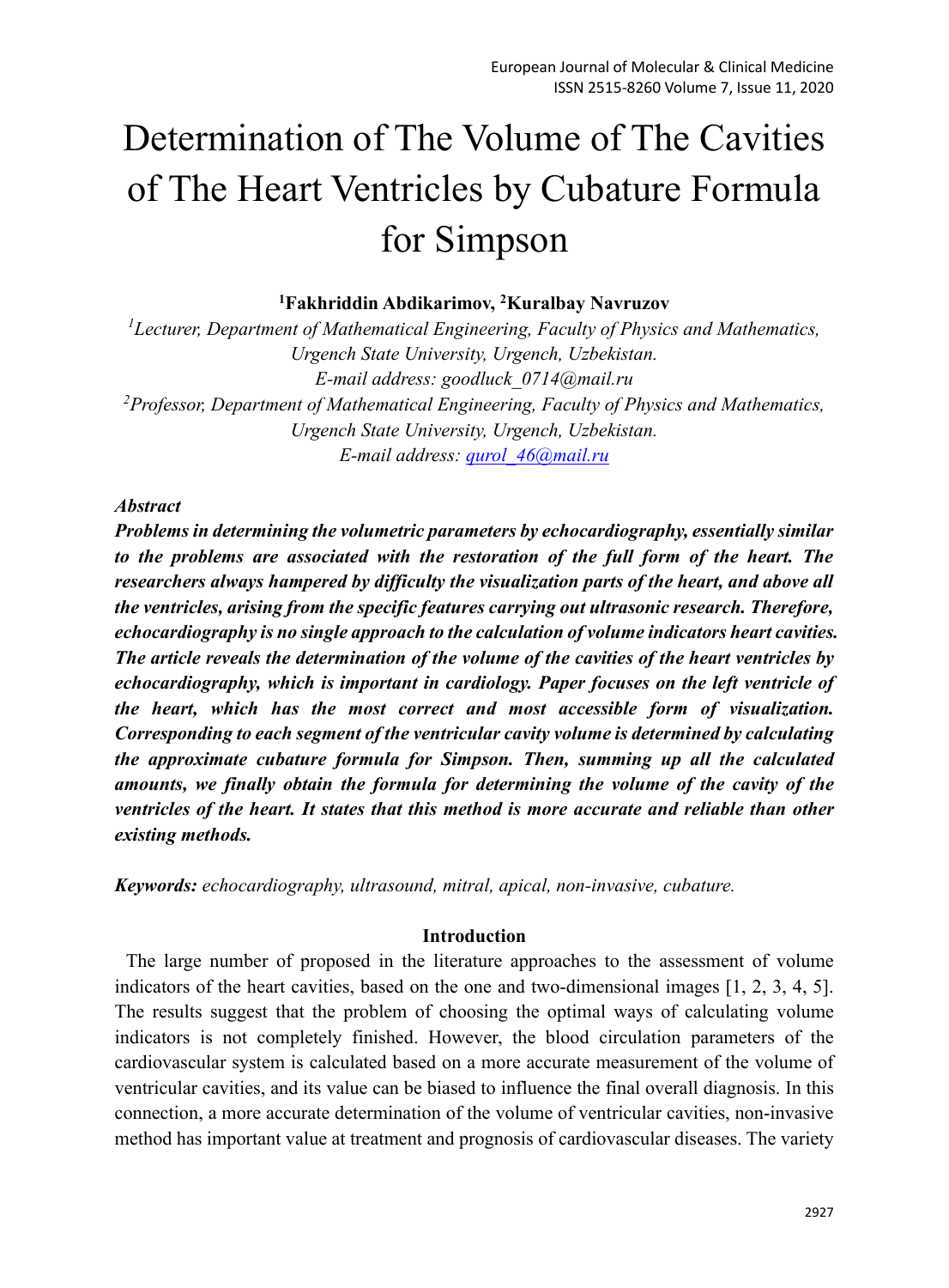# Determination of The Volume of The Cavities of The Heart Ventricles by Cubature Formula for Simpson

**[1]Fakhriddin Abdikarimov, [2]Kuralbay Navruzov**

*[1]Lecturer, Department of Mathematical Engineering, Faculty of Physics and Mathematics, Urgench State University, Urgench, Uzbekistan.*
*E-mail address: goodluck_0714@mail.ru*

*[2]Professor, Department of Mathematical Engineering, Faculty of Physics and Mathematics, Urgench State University, Urgench, Uzbekistan.*
*E-mail address: qurol_46@mail.ru*

### *Abstract*

***Problems in determining the volumetric parameters by echocardiography, essentially similar to the problems are associated with the restoration of the full form of the heart. The researchers always hampered by difficulty the visualization parts of the heart, and above all the ventricles, arising from the specific features carrying out ultrasonic research. Therefore, echocardiography is no single approach to the calculation of volume indicators heart cavities. The article reveals the determination of the volume of the cavities of the heart ventricles by echocardiography, which is important in cardiology. Paper focuses on the left ventricle of the heart, which has the most correct and most accessible form of visualization. Corresponding to each segment of the ventricular cavity volume is determined by calculating the approximate cubature formula for Simpson. Then, summing up all the calculated amounts, we finally obtain the formula for determining the volume of the cavity of the ventricles of the heart. It states that this method is more accurate and reliable than other existing methods.***

***Keywords:*** *echocardiography, ultrasound, mitral, apical, non-invasive, cubature.*

## Introduction

The large number of proposed in the literature approaches to the assessment of volume indicators of the heart cavities, based on the one and two-dimensional images [1, 2, 3, 4, 5]. The results suggest that the problem of choosing the optimal ways of calculating volume indicators is not completely finished. However, the blood circulation parameters of the cardiovascular system is calculated based on a more accurate measurement of the volume of ventricular cavities, and its value can be biased to influence the final overall diagnosis. In this connection, a more accurate determination of the volume of ventricular cavities, non-invasive method has important value at treatment and prognosis of cardiovascular diseases. The variety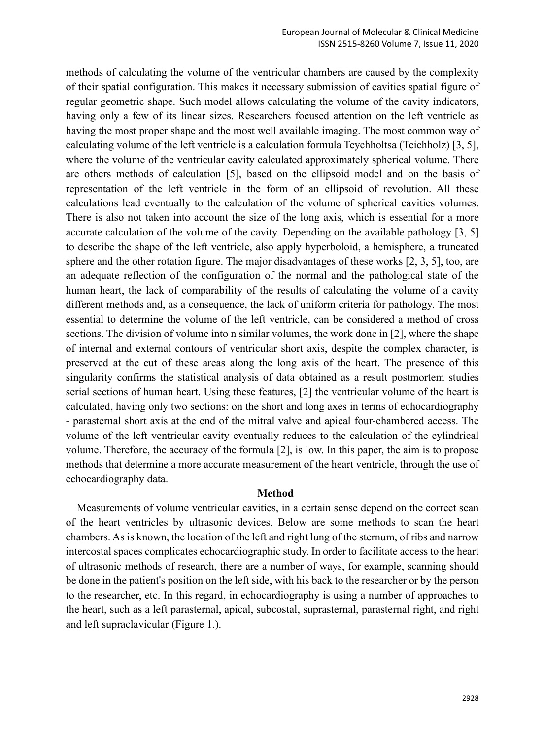methods of calculating the volume of the ventricular chambers are caused by the complexity of their spatial configuration. This makes it necessary submission of cavities spatial figure of regular geometric shape. Such model allows calculating the volume of the cavity indicators, having only a few of its linear sizes. Researchers focused attention on the left ventricle as having the most proper shape and the most well available imaging. The most common way of calculating volume of the left ventricle is a calculation formula Teychholtsa (Teichholz) [3, 5], where the volume of the ventricular cavity calculated approximately spherical volume. There are others methods of calculation [5], based on the ellipsoid model and on the basis of representation of the left ventricle in the form of an ellipsoid of revolution. All these calculations lead eventually to the calculation of the volume of spherical cavities volumes. There is also not taken into account the size of the long axis, which is essential for a more accurate calculation of the volume of the cavity. Depending on the available pathology [3, 5] to describe the shape of the left ventricle, also apply hyperboloid, a hemisphere, a truncated sphere and the other rotation figure. The major disadvantages of these works [2, 3, 5], too, are an adequate reflection of the configuration of the normal and the pathological state of the human heart, the lack of comparability of the results of calculating the volume of a cavity different methods and, as a consequence, the lack of uniform criteria for pathology. The most essential to determine the volume of the left ventricle, can be considered a method of cross sections. The division of volume into n similar volumes, the work done in [2], where the shape of internal and external contours of ventricular short axis, despite the complex character, is preserved at the cut of these areas along the long axis of the heart. The presence of this singularity confirms the statistical analysis of data obtained as a result postmortem studies serial sections of human heart. Using these features, [2] the ventricular volume of the heart is calculated, having only two sections: on the short and long axes in terms of echocardiography - parasternal short axis at the end of the mitral valve and apical four-chambered access. The volume of the left ventricular cavity eventually reduces to the calculation of the cylindrical volume. Therefore, the accuracy of the formula [2], is low. In this paper, the aim is to propose methods that determine a more accurate measurement of the heart ventricle, through the use of echocardiography data.

## Method

Measurements of volume ventricular cavities, in a certain sense depend on the correct scan of the heart ventricles by ultrasonic devices. Below are some methods to scan the heart chambers. As is known, the location of the left and right lung of the sternum, of ribs and narrow intercostal spaces complicates echocardiographic study. In order to facilitate access to the heart of ultrasonic methods of research, there are a number of ways, for example, scanning should be done in the patient's position on the left side, with his back to the researcher or by the person to the researcher, etc. In this regard, in echocardiography is using a number of approaches to the heart, such as a left parasternal, apical, subcostal, suprasternal, parasternal right, and right and left supraclavicular (Figure 1.).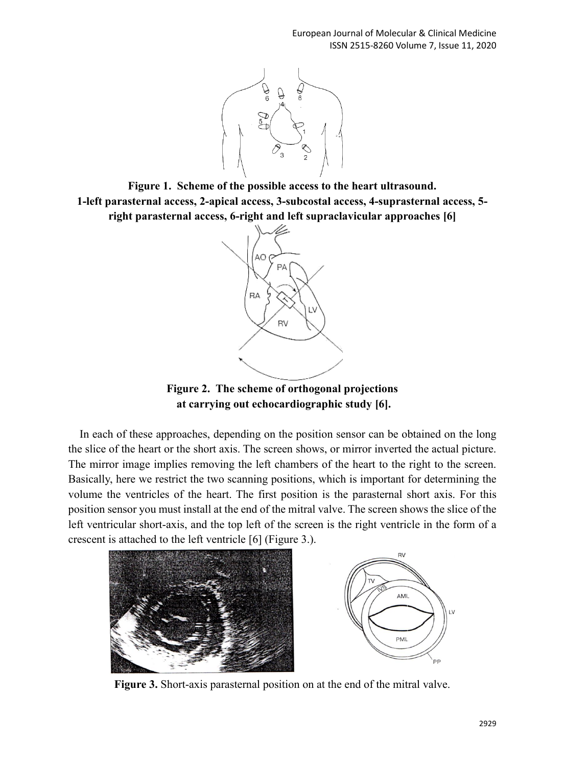**Figure 1. Scheme of the possible access to the heart ultrasound. 1-left parasternal access, 2-apical access, 3-subcostal access, 4-suprasternal access, 5-right parasternal access, 6-right and left supraclavicular approaches [6]**

**Figure 2. The scheme of orthogonal projections at carrying out echocardiographic study [6].**

In each of these approaches, depending on the position sensor can be obtained on the long the slice of the heart or the short axis. The screen shows, or mirror inverted the actual picture. The mirror image implies removing the left chambers of the heart to the right to the screen. Basically, here we restrict the two scanning positions, which is important for determining the volume the ventricles of the heart. The first position is the parasternal short axis. For this position sensor you must install at the end of the mitral valve. The screen shows the slice of the left ventricular short-axis, and the top left of the screen is the right ventricle in the form of a crescent is attached to the left ventricle [6] (Figure 3.).

**Figure 3.** Short-axis parasternal position on at the end of the mitral valve.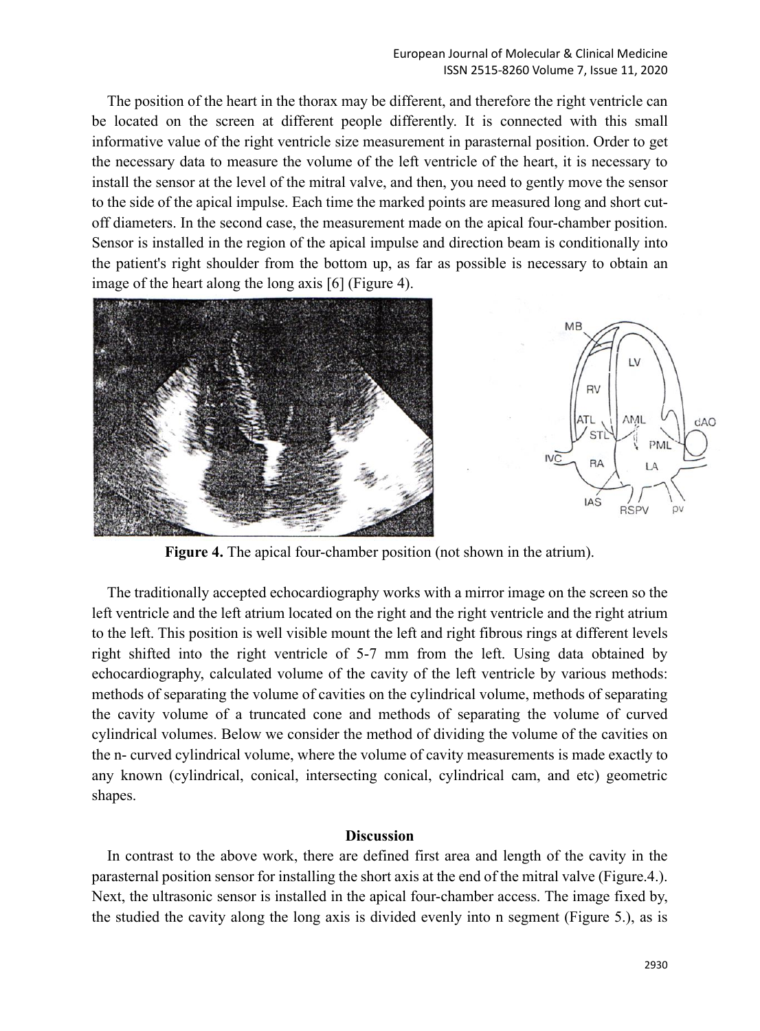The position of the heart in the thorax may be different, and therefore the right ventricle can be located on the screen at different people differently. It is connected with this small informative value of the right ventricle size measurement in parasternal position. Order to get the necessary data to measure the volume of the left ventricle of the heart, it is necessary to install the sensor at the level of the mitral valve, and then, you need to gently move the sensor to the side of the apical impulse. Each time the marked points are measured long and short cut-off diameters. In the second case, the measurement made on the apical four-chamber position. Sensor is installed in the region of the apical impulse and direction beam is conditionally into the patient's right shoulder from the bottom up, as far as possible is necessary to obtain an image of the heart along the long axis [6] (Figure 4).

**Figure 4.** The apical four-chamber position (not shown in the atrium).

The traditionally accepted echocardiography works with a mirror image on the screen so the left ventricle and the left atrium located on the right and the right ventricle and the right atrium to the left. This position is well visible mount the left and right fibrous rings at different levels right shifted into the right ventricle of 5-7 mm from the left. Using data obtained by echocardiography, calculated volume of the cavity of the left ventricle by various methods: methods of separating the volume of cavities on the cylindrical volume, methods of separating the cavity volume of a truncated cone and methods of separating the volume of curved cylindrical volumes. Below we consider the method of dividing the volume of the cavities on the n- curved cylindrical volume, where the volume of cavity measurements is made exactly to any known (cylindrical, conical, intersecting conical, cylindrical cam, and etc) geometric shapes.

## Discussion

In contrast to the above work, there are defined first area and length of the cavity in the parasternal position sensor for installing the short axis at the end of the mitral valve (Figure.4.). Next, the ultrasonic sensor is installed in the apical four-chamber access. The image fixed by, the studied the cavity along the long axis is divided evenly into n segment (Figure 5.), as is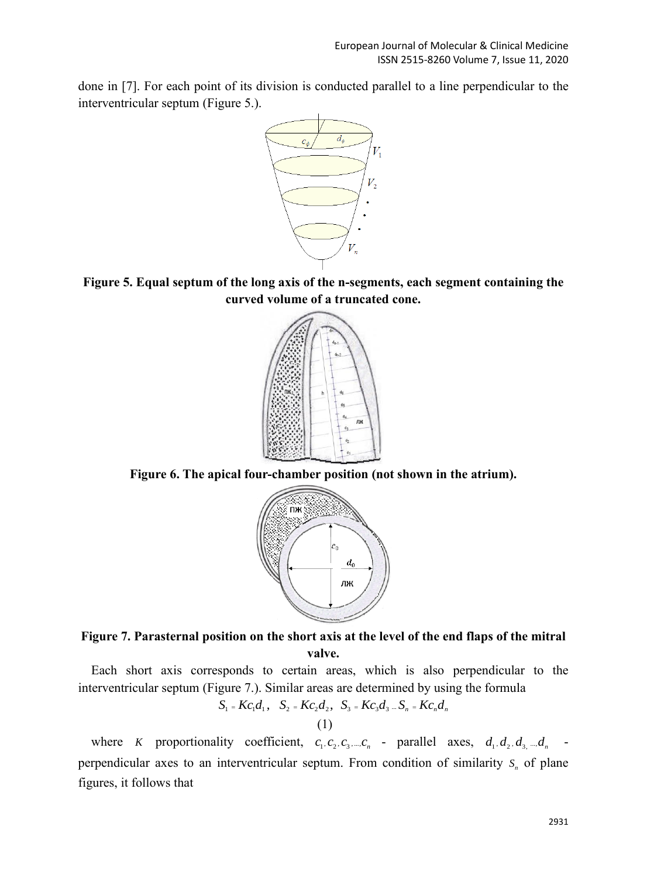done in [7]. For each point of its division is conducted parallel to a line perpendicular to the interventricular septum (Figure 5.).

**Figure 5. Equal septum of the long axis of the n-segments, each segment containing the curved volume of a truncated cone.**

**Figure 6. The apical four-chamber position (not shown in the atrium).**

**Figure 7. Parasternal position on the short axis at the level of the end flaps of the mitral valve.**

Each short axis corresponds to certain areas, which is also perpendicular to the interventricular septum (Figure 7.). Similar areas are determined by using the formula

$$S_1 = Kc_1d_1, \quad S_2 = Kc_2d_2, \quad S_3 = Kc_3d_3 \ldots S_n = Kc_nd_n \tag{1}$$

where $K$ proportionality coefficient, $c_1, c_2, c_3, \ldots, c_n$ - parallel axes, $d_1, d_2, d_3, \ldots, d_n$ - perpendicular axes to an interventricular septum. From condition of similarity $S_n$ of plane figures, it follows that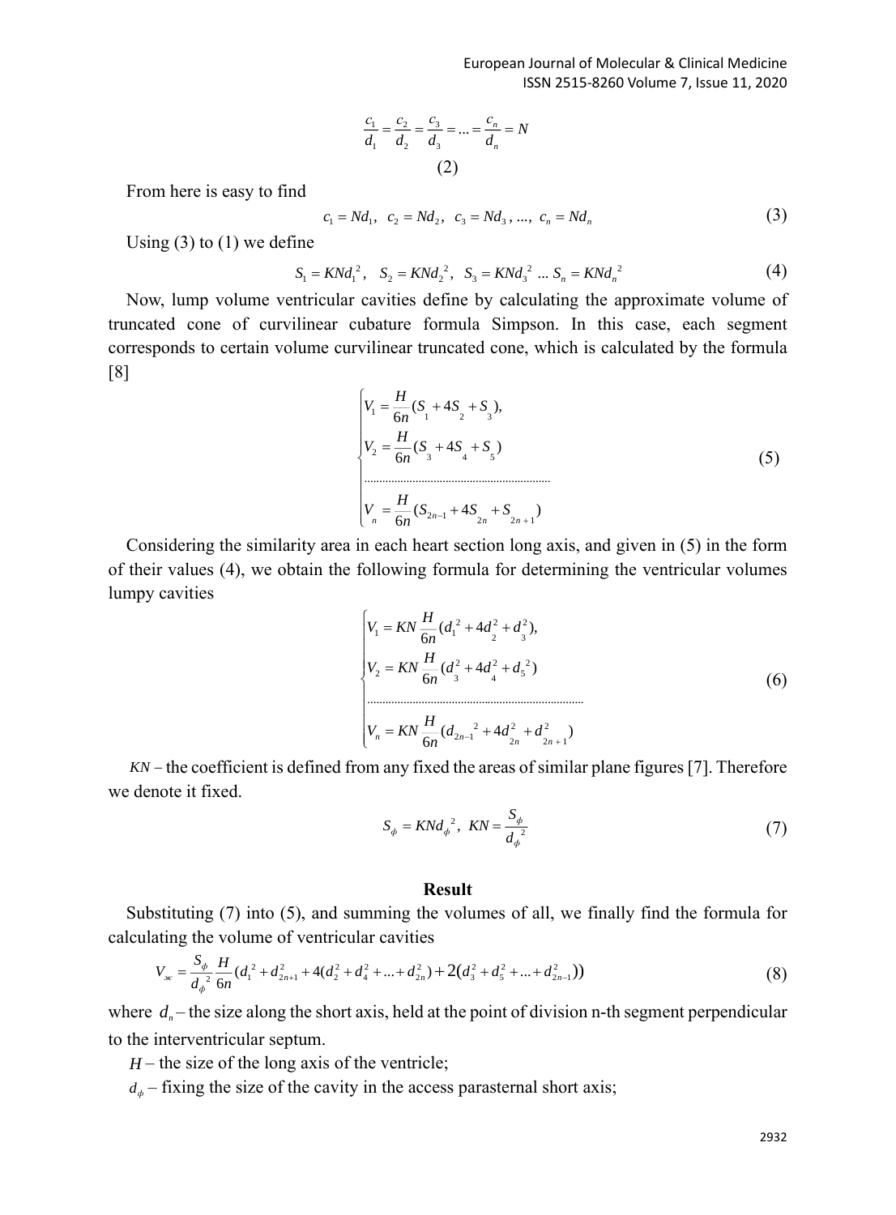$$\frac{c_1}{d_1} = \frac{c_2}{d_2} = \frac{c_3}{d_3} = ... = \frac{c_n}{d_n} = N \tag{2}$$

From here is easy to find

$$c_1 = Nd_1,\ \ c_2 = Nd_2,\ \ c_3 = Nd_3,\ ...,\ c_n = Nd_n \tag{3}$$

Using (3) to (1) we define

$$S_1 = KNd_1^{\,2},\quad S_2 = KNd_2^{\,2},\quad S_3 = KNd_3^{\,2}\ ...\ S_n = KNd_n^{\,2} \tag{4}$$

Now, lump volume ventricular cavities define by calculating the approximate volume of truncated cone of curvilinear cubature formula Simpson. In this case, each segment corresponds to certain volume curvilinear truncated cone, which is calculated by the formula [8]

$$\begin{cases} V_1 = \dfrac{H}{6n}(S_1 + 4S_2 + S_3), \\ V_2 = \dfrac{H}{6n}(S_3 + 4S_4 + S_5) \\ \ldots\ldots\ldots\ldots\ldots\ldots\ldots\ldots\ldots\ldots \\ V_n = \dfrac{H}{6n}(S_{2n-1} + 4S_{2n} + S_{2n+1}) \end{cases} \tag{5}$$

Considering the similarity area in each heart section long axis, and given in (5) in the form of their values (4), we obtain the following formula for determining the ventricular volumes lumpy cavities

$$\begin{cases} V_1 = KN\dfrac{H}{6n}(d_1^{\,2} + 4d_2^{\,2} + d_3^{\,2}), \\ V_2 = KN\dfrac{H}{6n}(d_3^{\,2} + 4d_4^{\,2} + d_5^{\,2}) \\ \ldots\ldots\ldots\ldots\ldots\ldots\ldots\ldots\ldots\ldots \\ V_n = KN\dfrac{H}{6n}(d_{2n-1}^{\,2} + 4d_{2n}^{\,2} + d_{2n+1}^{\,2}) \end{cases} \tag{6}$$

$KN$ – the coefficient is defined from any fixed the areas of similar plane figures [7]. Therefore we denote it fixed.

$$S_\phi = KNd_\phi^{\,2},\ \ KN = \frac{S_\phi}{d_\phi^{\,2}} \tag{7}$$

**Result**

Substituting (7) into (5), and summing the volumes of all, we finally find the formula for calculating the volume of ventricular cavities

$$V_{ж} = \frac{S_\phi}{d_\phi^{\,2}}\frac{H}{6n}(d_1^{\,2} + d_{2n+1}^2 + 4(d_2^2 + d_4^2 + ... + d_{2n}^2) + 2(d_3^2 + d_5^2 + ... + d_{2n-1}^2)) \tag{8}$$

where $d_n$ – the size along the short axis, held at the point of division n-th segment perpendicular to the interventricular septum.

$H$ – the size of the long axis of the ventricle;

$d_\phi$ – fixing the size of the cavity in the access parasternal short axis;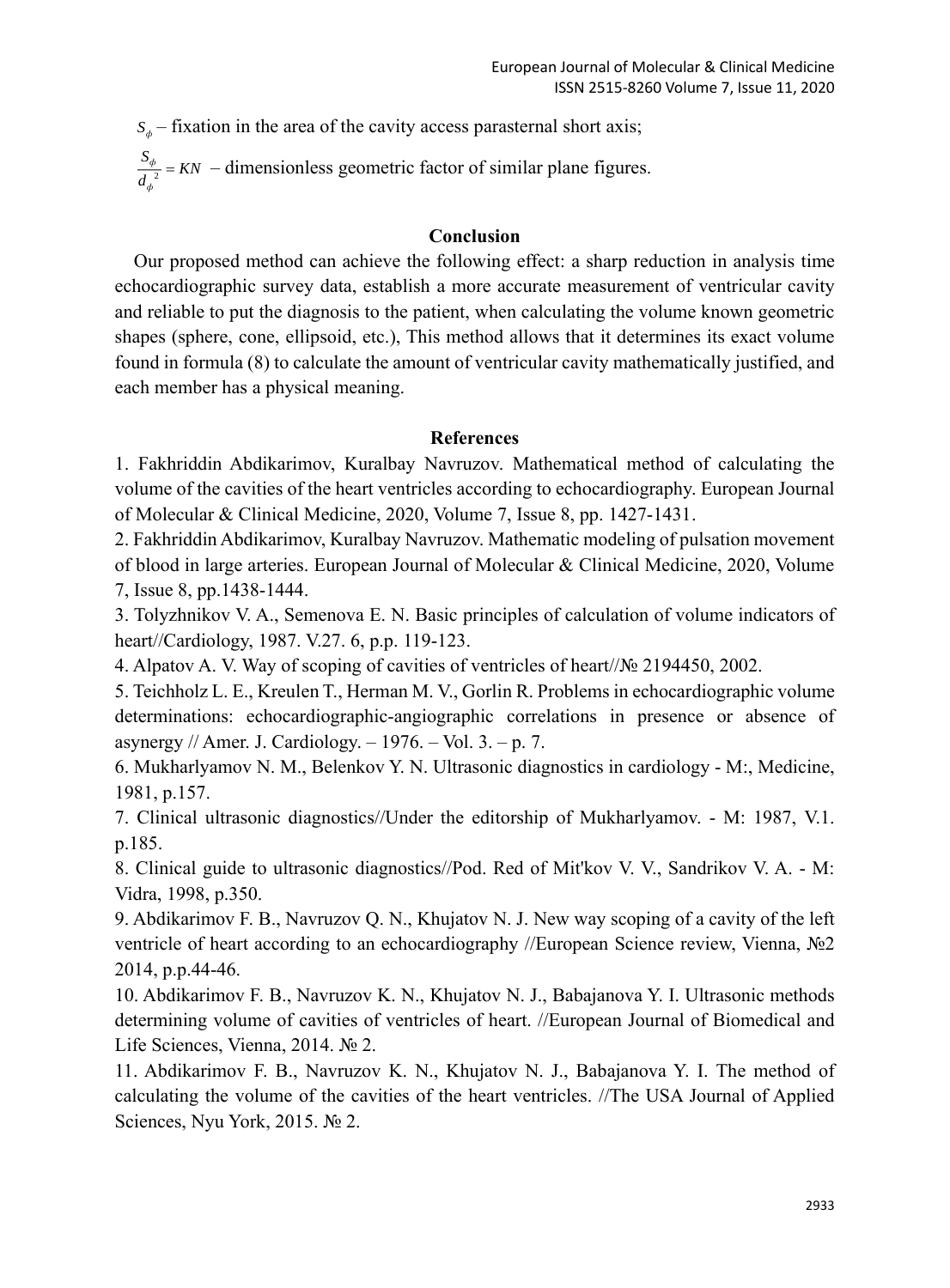$S_{\phi}$ – fixation in the area of the cavity access parasternal short axis;

$\frac{S_{\phi}}{d_{\phi}^{2}} = KN$ – dimensionless geometric factor of similar plane figures.

## Conclusion

Our proposed method can achieve the following effect: a sharp reduction in analysis time echocardiographic survey data, establish a more accurate measurement of ventricular cavity and reliable to put the diagnosis to the patient, when calculating the volume known geometric shapes (sphere, cone, ellipsoid, etc.), This method allows that it determines its exact volume found in formula (8) to calculate the amount of ventricular cavity mathematically justified, and each member has a physical meaning.

## References

1. Fakhriddin Abdikarimov, Kuralbay Navruzov. Mathematical method of calculating the volume of the cavities of the heart ventricles according to echocardiography. European Journal of Molecular & Clinical Medicine, 2020, Volume 7, Issue 8, pp. 1427-1431.
2. Fakhriddin Abdikarimov, Kuralbay Navruzov. Mathematic modeling of pulsation movement of blood in large arteries. European Journal of Molecular & Clinical Medicine, 2020, Volume 7, Issue 8, pp.1438-1444.
3. Tolyzhnikov V. A., Semenova E. N. Basic principles of calculation of volume indicators of heart//Cardiology, 1987. V.27. 6, p.p. 119-123.
4. Alpatov A. V. Way of scoping of cavities of ventricles of heart//№ 2194450, 2002.
5. Teichholz L. E., Kreulen T., Herman M. V., Gorlin R. Problems in echocardiographic volume determinations: echocardiographic-angiographic correlations in presence or absence of asynergy // Amer. J. Cardiology. – 1976. – Vol. 3. – p. 7.
6. Mukharlyamov N. M., Belenkov Y. N. Ultrasonic diagnostics in cardiology - M:, Medicine, 1981, p.157.
7. Clinical ultrasonic diagnostics//Under the editorship of Mukharlyamov. - M: 1987, V.1. p.185.
8. Clinical guide to ultrasonic diagnostics//Pod. Red of Mit'kov V. V., Sandrikov V. A. - M: Vidra, 1998, p.350.
9. Abdikarimov F. B., Navruzov Q. N., Khujatov N. J. New way scoping of a cavity of the left ventricle of heart according to an echocardiography //European Science review, Vienna, №2 2014, p.p.44-46.
10. Abdikarimov F. B., Navruzov K. N., Khujatov N. J., Babajanova Y. I. Ultrasonic methods determining volume of cavities of ventricles of heart. //European Journal of Biomedical and Life Sciences, Vienna, 2014. № 2.
11. Abdikarimov F. B., Navruzov K. N., Khujatov N. J., Babajanova Y. I. The method of calculating the volume of the cavities of the heart ventricles. //The USA Journal of Applied Sciences, Nyu York, 2015. № 2.